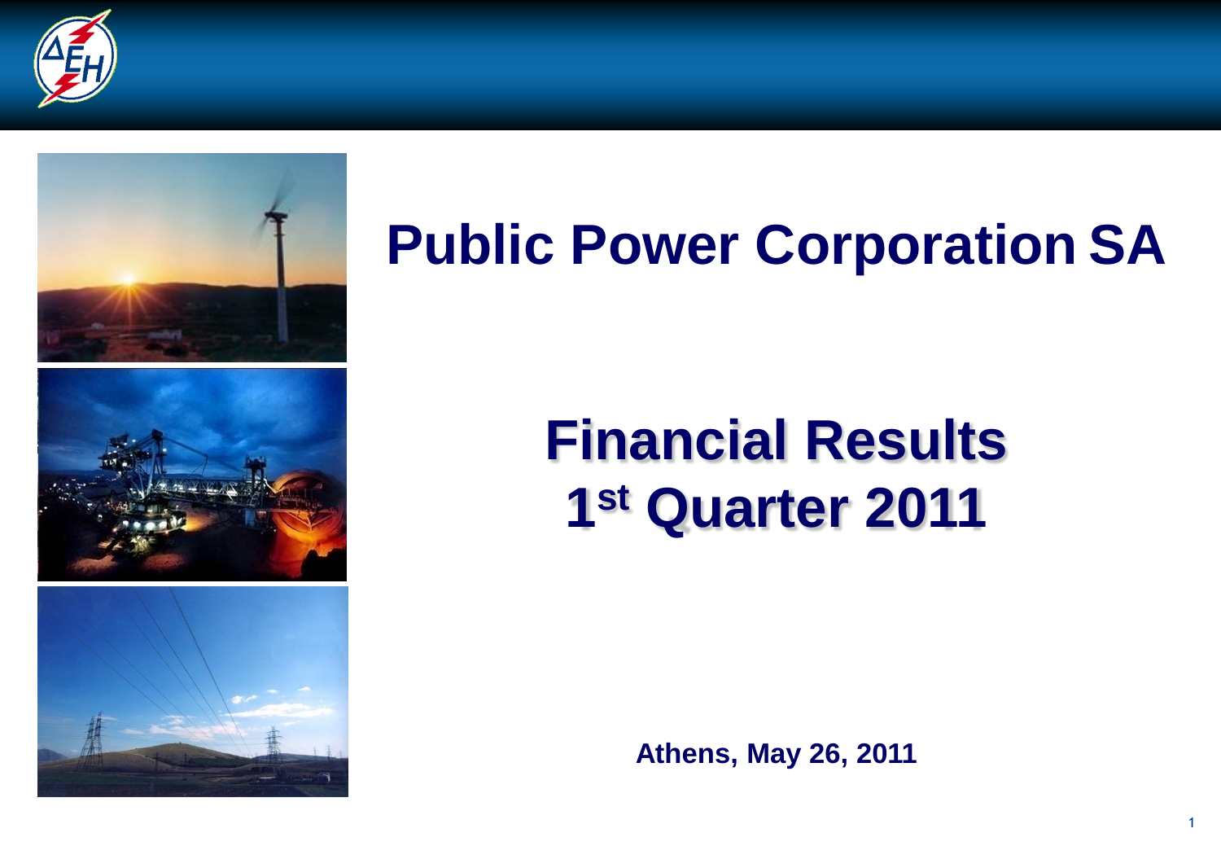# Public Power Corporation SA

## Financial Results
## 1st Quarter 2011

**Athens, May 26, 2011**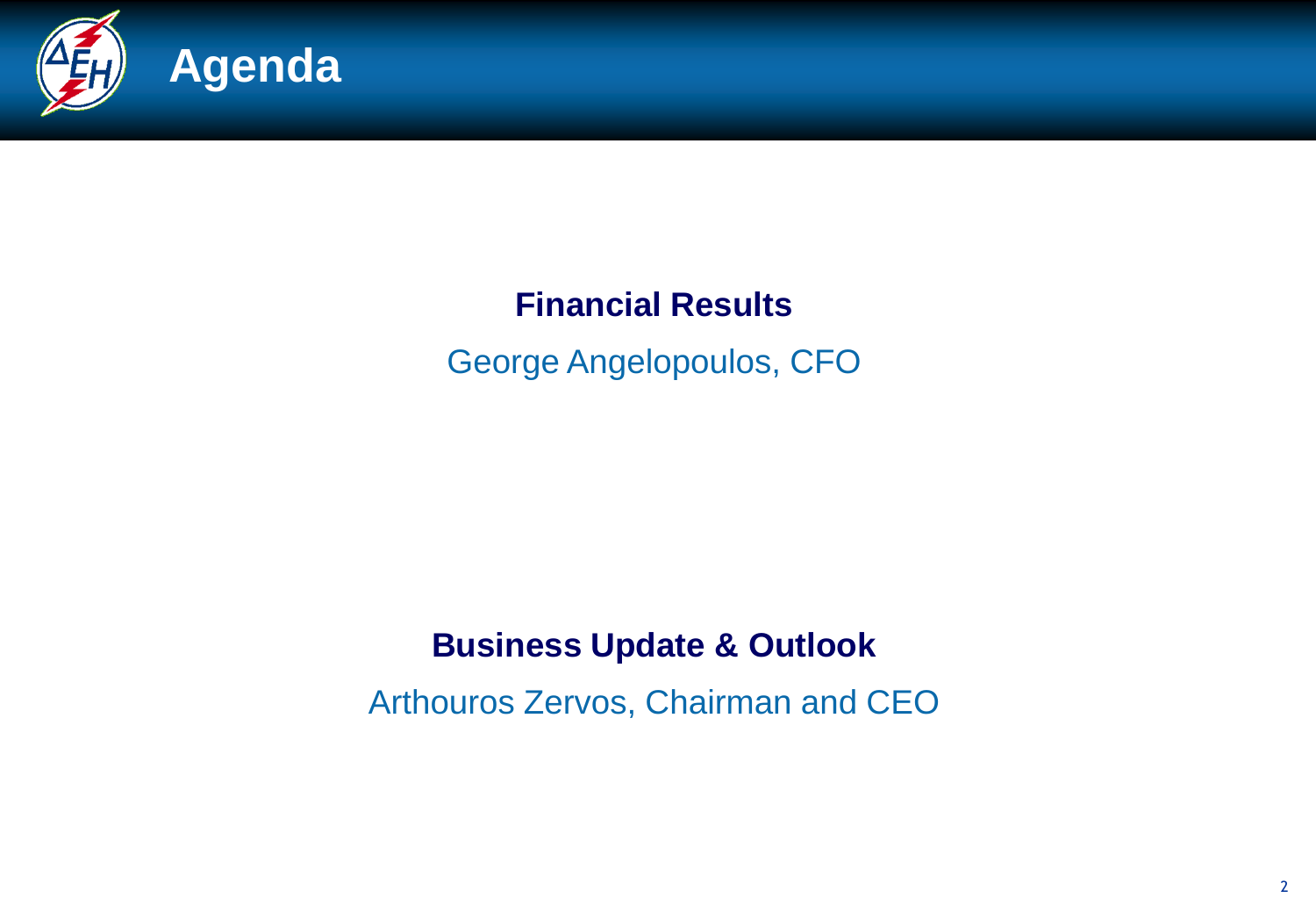# Agenda

**Financial Results**

George Angelopoulos, CFO

**Business Update & Outlook**

Arthouros Zervos, Chairman and CEO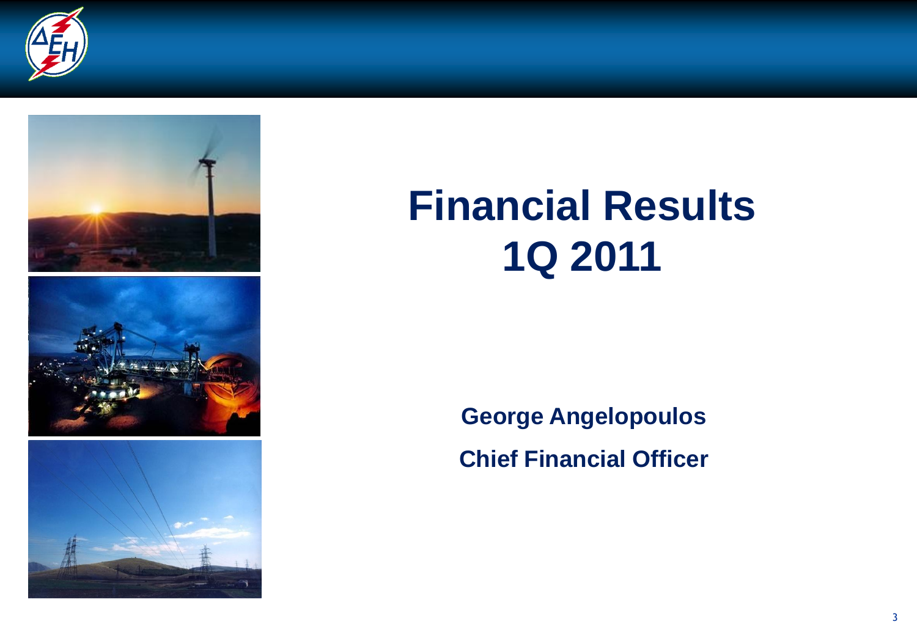# Financial Results 1Q 2011

**George Angelopoulos**

**Chief Financial Officer**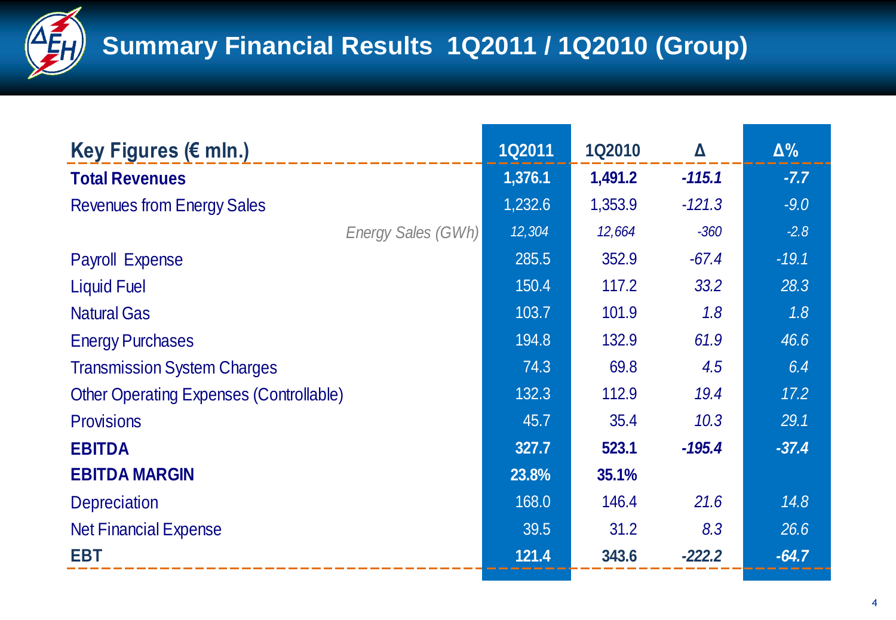# Summary Financial Results 1Q2011 / 1Q2010 (Group)

| Key Figures (€ mln.) | 1Q2011 | 1Q2010 | Δ | Δ% |
|---|---|---|---|---|
| **Total Revenues** | **1,376.1** | **1,491.2** | ***-115.1*** | ***-7.7*** |
| Revenues from Energy Sales | 1,232.6 | 1,353.9 | *-121.3* | *-9.0* |
| *Energy Sales (GWh)* | *12,304* | *12,664* | *-360* | *-2.8* |
| Payroll Expense | 285.5 | 352.9 | *-67.4* | *-19.1* |
| Liquid Fuel | 150.4 | 117.2 | *33.2* | *28.3* |
| Natural Gas | 103.7 | 101.9 | *1.8* | *1.8* |
| Energy Purchases | 194.8 | 132.9 | *61.9* | *46.6* |
| Transmission System Charges | 74.3 | 69.8 | *4.5* | *6.4* |
| Other Operating Expenses (Controllable) | 132.3 | 112.9 | *19.4* | *17.2* |
| Provisions | 45.7 | 35.4 | *10.3* | *29.1* |
| **EBITDA** | **327.7** | **523.1** | ***-195.4*** | ***-37.4*** |
| **EBITDA MARGIN** | **23.8%** | **35.1%** | | |
| Depreciation | 168.0 | 146.4 | *21.6* | *14.8* |
| Net Financial Expense | 39.5 | 31.2 | *8.3* | *26.6* |
| **EBT** | **121.4** | **343.6** | ***-222.2*** | ***-64.7*** |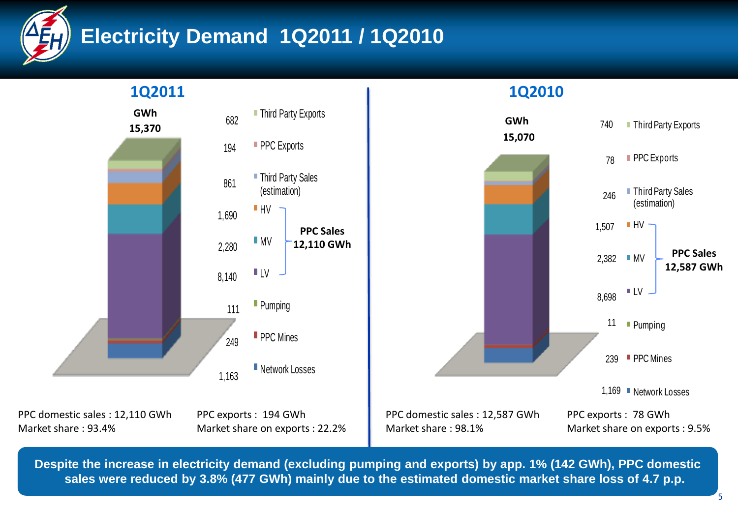# Electricity Demand 1Q2011 / 1Q2010

## 1Q2011

**GWh 15,370**

| Component | GWh |
|---|---|
| Third Party Exports | 682 |
| PPC Exports | 194 |
| Third Party Sales (estimation) | 861 |
| HV | 1,690 |
| MV | 2,280 |
| LV | 8,140 |
| Pumping | 111 |
| PPC Mines | 249 |
| Network Losses | 1,163 |

**PPC Sales 12,110 GWh** (HV + MV + LV)

PPC domestic sales : 12,110 GWh
Market share : 93.4%

PPC exports : 194 GWh
Market share on exports : 22.2%

## 1Q2010

**GWh 15,070**

| Component | GWh |
|---|---|
| Third Party Exports | 740 |
| PPC Exports | 78 |
| Third Party Sales (estimation) | 246 |
| HV | 1,507 |
| MV | 2,382 |
| LV | 8,698 |
| Pumping | 11 |
| PPC Mines | 239 |
| Network Losses | 1,169 |

**PPC Sales 12,587 GWh** (HV + MV + LV)

PPC domestic sales : 12,587 GWh
Market share : 98.1%

PPC exports : 78 GWh
Market share on exports : 9.5%

**Despite the increase in electricity demand (excluding pumping and exports) by app. 1% (142 GWh), PPC domestic sales were reduced by 3.8% (477 GWh) mainly due to the estimated domestic market share loss of 4.7 p.p.**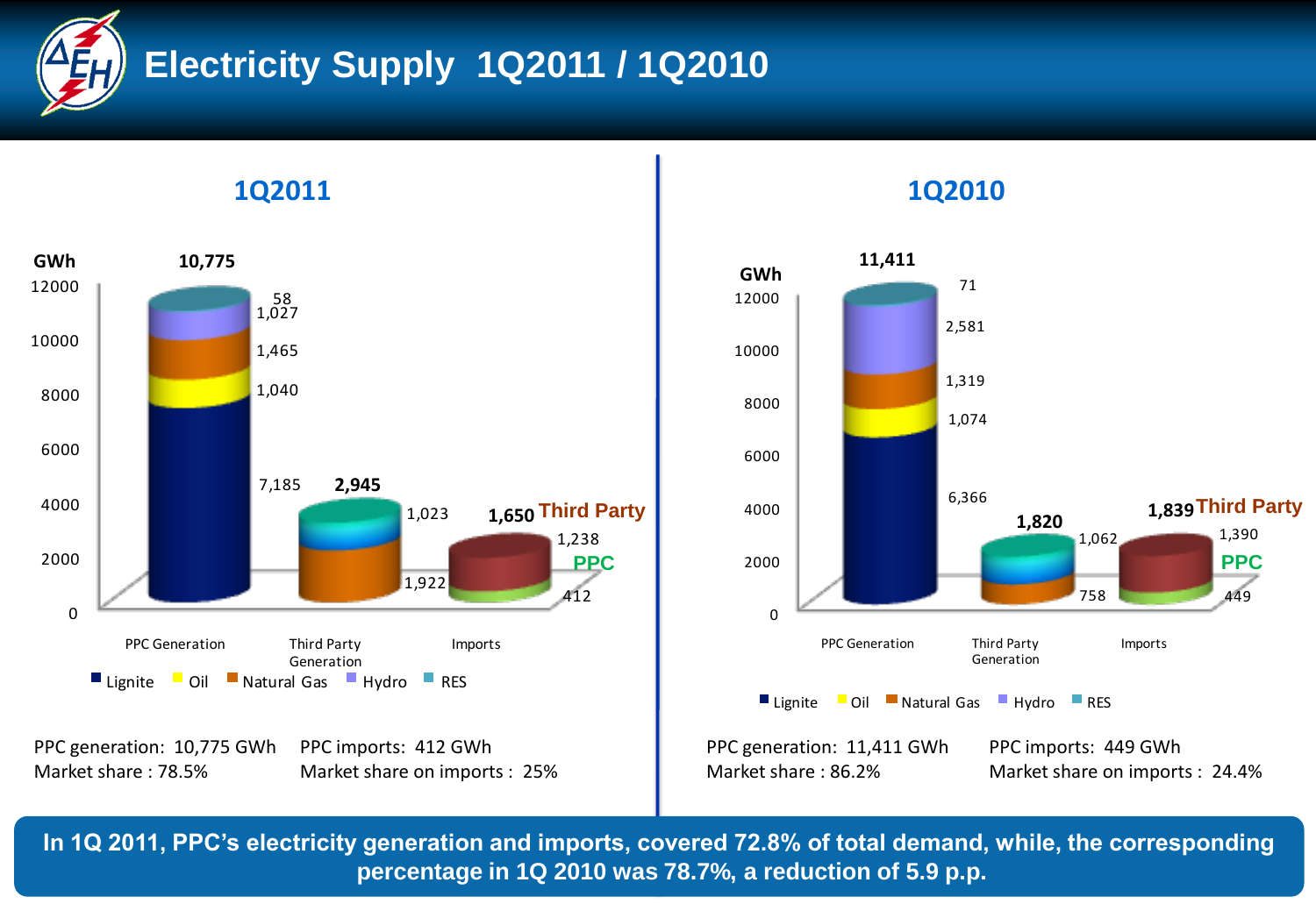# Electricity Supply 1Q2011 / 1Q2010

## 1Q2011

GWh

| | PPC Generation | Third Party Generation | Imports |
|---|---|---|---|
| Total | 10,775 | 2,945 | 1,650 |
| Lignite | 7,185 | | |
| Oil | 1,040 | | |
| Natural Gas | 1,465 | 1,922 | |
| Hydro | 1,027 | | |
| RES | 58 | 1,023 | |
| Third Party | | | 1,238 |
| PPC | | | 412 |

PPC generation: 10,775 GWh
Market share : 78.5%

PPC imports: 412 GWh
Market share on imports : 25%

## 1Q2010

GWh

| | PPC Generation | Third Party Generation | Imports |
|---|---|---|---|
| Total | 11,411 | 1,820 | 1,839 |
| Lignite | 6,366 | | |
| Oil | 1,074 | | |
| Natural Gas | 1,319 | 758 | |
| Hydro | 2,581 | | |
| RES | 71 | 1,062 | |
| Third Party | | | 1,390 |
| PPC | | | 449 |

PPC generation: 11,411 GWh
Market share : 86.2%

PPC imports: 449 GWh
Market share on imports : 24.4%

**In 1Q 2011, PPC's electricity generation and imports, covered 72.8% of total demand, while, the corresponding percentage in 1Q 2010 was 78.7%, a reduction of 5.9 p.p.**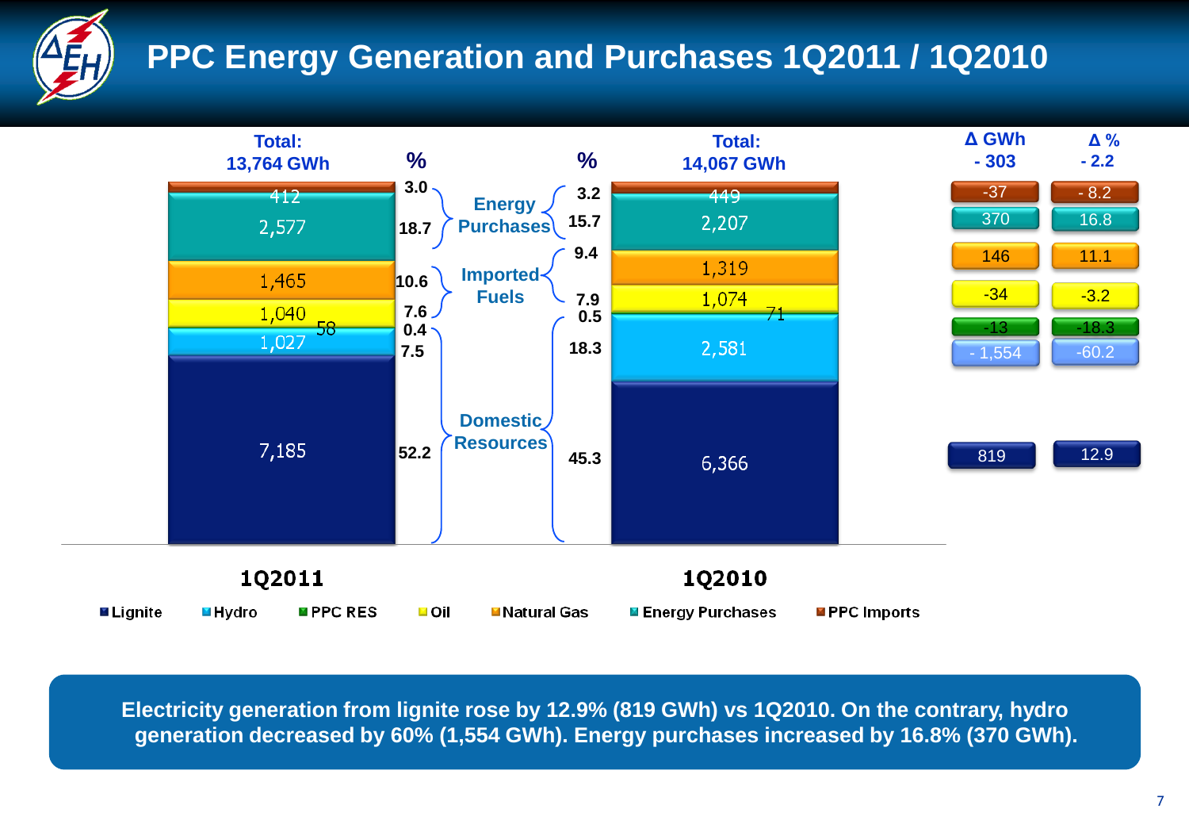# PPC Energy Generation and Purchases 1Q2011 / 1Q2010

| | 1Q2011 (GWh) | 1Q2011 % | 1Q2010 (GWh) | 1Q2010 % | Δ GWh | Δ % |
|---|---|---|---|---|---|---|
| **Total** | 13,764 | | 14,067 | | - 303 | - 2.2 |
| PPC Imports | 412 | 3.0 | 449 | 3.2 | -37 | - 8.2 |
| Energy Purchases | 2,577 | 18.7 | 2,207 | 15.7 | 370 | 16.8 |
| Natural Gas | 1,465 | 10.6 | 1,319 | 9.4 | 146 | 11.1 |
| Oil | 1,040 | 7.6 | 1,074 | 7.9 | -34 | -3.2 |
| PPC RES | 58 | 0.4 | 71 | 0.5 | -13 | -18.3 |
| Hydro | 1,027 | 7.5 | 2,581 | 18.3 | - 1,554 | -60.2 |
| Lignite | 7,185 | 52.2 | 6,366 | 45.3 | 819 | 12.9 |

Groupings: Energy Purchases (PPC Imports, Energy Purchases); Imported Fuels (Natural Gas, Oil); Domestic Resources (PPC RES, Hydro, Lignite).

Electricity generation from lignite rose by 12.9% (819 GWh) vs 1Q2010. On the contrary, hydro generation decreased by 60% (1,554 GWh). Energy purchases increased by 16.8% (370 GWh).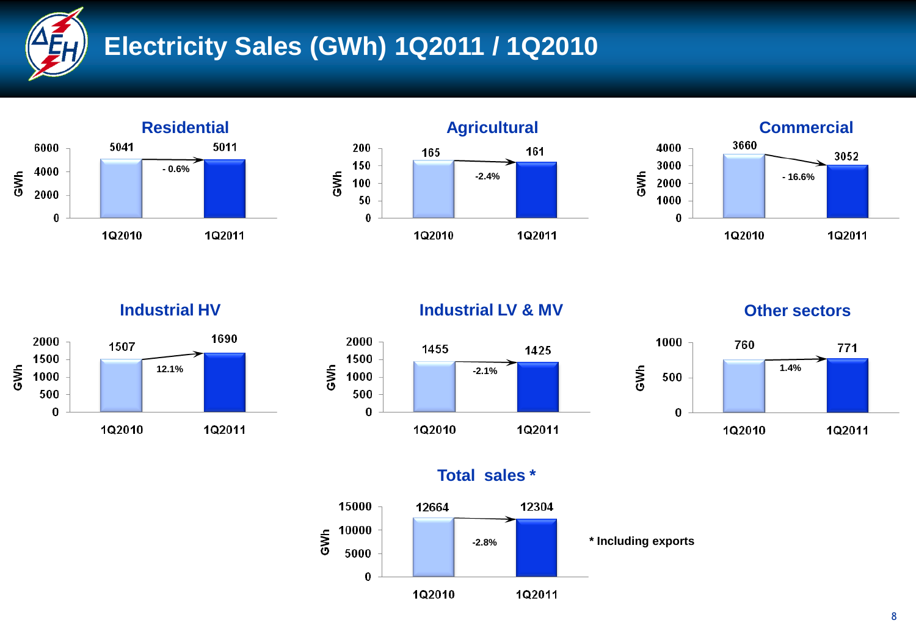# Electricity Sales (GWh) 1Q2011 / 1Q2010

## Residential

| | 1Q2010 | 1Q2011 | Change |
|---|---|---|---|
| GWh | 5041 | 5011 | - 0.6% |

## Agricultural

| | 1Q2010 | 1Q2011 | Change |
|---|---|---|---|
| GWh | 165 | 161 | -2.4% |

## Commercial

| | 1Q2010 | 1Q2011 | Change |
|---|---|---|---|
| GWh | 3660 | 3052 | - 16.6% |

## Industrial HV

| | 1Q2010 | 1Q2011 | Change |
|---|---|---|---|
| GWh | 1507 | 1690 | 12.1% |

## Industrial LV & MV

| | 1Q2010 | 1Q2011 | Change |
|---|---|---|---|
| GWh | 1455 | 1425 | -2.1% |

## Other sectors

| | 1Q2010 | 1Q2011 | Change |
|---|---|---|---|
| GWh | 760 | 771 | 1.4% |

## Total sales *

| | 1Q2010 | 1Q2011 | Change |
|---|---|---|---|
| GWh | 12664 | 12304 | -2.8% |

**\* Including exports**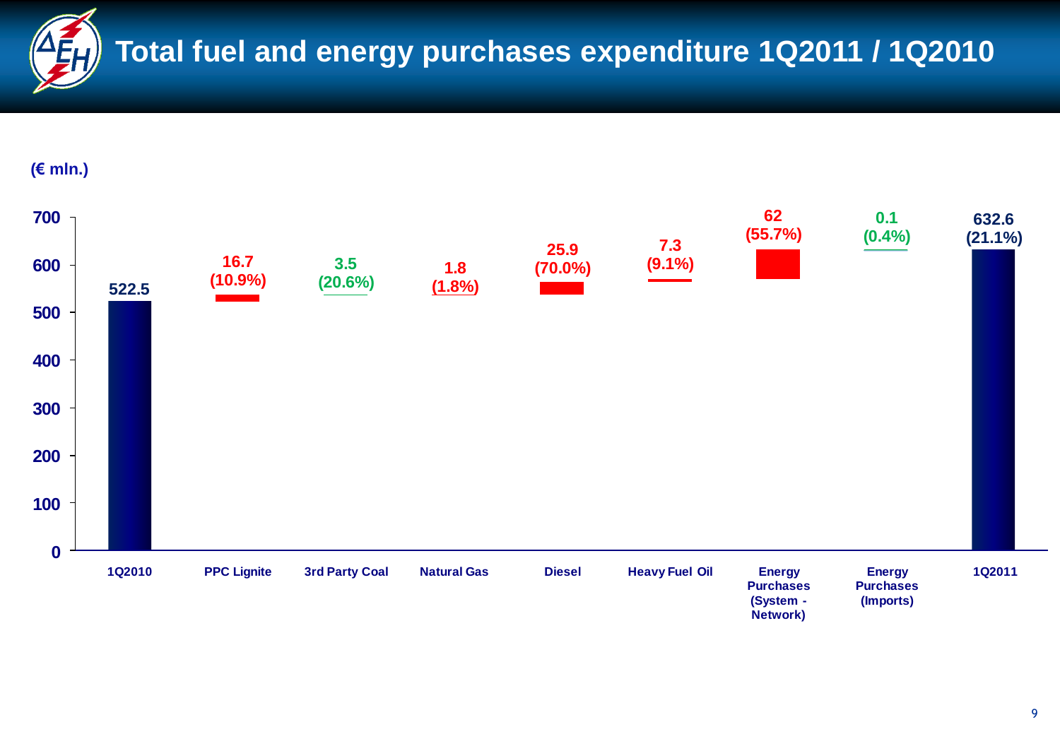# Total fuel and energy purchases expenditure 1Q2011 / 1Q2010

(€ mln.)

| | Value | Change |
|---|---|---|
| 1Q2010 | 522.5 | |
| PPC Lignite | 16.7 | (10.9%) |
| 3rd Party Coal | 3.5 | (20.6%) |
| Natural Gas | 1.8 | (1.8%) |
| Diesel | 25.9 | (70.0%) |
| Heavy Fuel Oil | 7.3 | (9.1%) |
| Energy Purchases (System - Network) | 62 | (55.7%) |
| Energy Purchases (Imports) | 0.1 | (0.4%) |
| 1Q2011 | 632.6 | (21.1%) |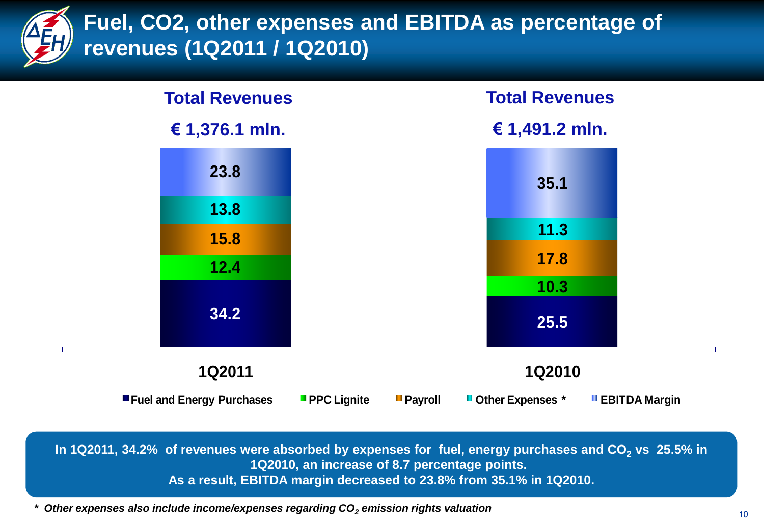# Fuel, CO2, other expenses and EBITDA as percentage of revenues (1Q2011 / 1Q2010)

| | 1Q2011 | 1Q2010 |
|---|---|---|
| Total Revenues | € 1,376.1 mln. | € 1,491.2 mln. |
| Fuel and Energy Purchases | 34.2 | 25.5 |
| PPC Lignite | 12.4 | 10.3 |
| Payroll | 15.8 | 17.8 |
| Other Expenses * | 13.8 | 11.3 |
| EBITDA Margin | 23.8 | 35.1 |

**In 1Q2011, 34.2% of revenues were absorbed by expenses for fuel, energy purchases and $CO_2$ vs 25.5% in 1Q2010, an increase of 8.7 percentage points.**
**As a result, EBITDA margin decreased to 23.8% from 35.1% in 1Q2010.**

*\* Other expenses also include income/expenses regarding $CO_2$ emission rights valuation*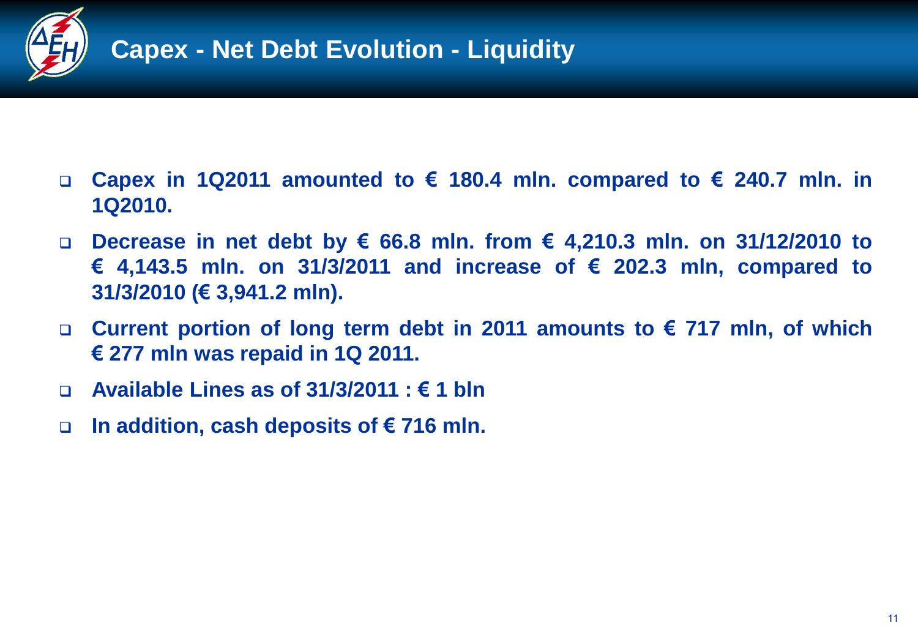# Capex - Net Debt Evolution - Liquidity

- **Capex in 1Q2011 amounted to € 180.4 mln. compared to € 240.7 mln. in 1Q2010.**
- **Decrease in net debt by € 66.8 mln. from € 4,210.3 mln. on 31/12/2010 to € 4,143.5 mln. on 31/3/2011 and increase of € 202.3 mln, compared to 31/3/2010 (€ 3,941.2 mln).**
- **Current portion of long term debt in 2011 amounts to € 717 mln, of which € 277 mln was repaid in 1Q 2011.**
- **Available Lines as of 31/3/2011 : € 1 bln**
- **In addition, cash deposits of € 716 mln.**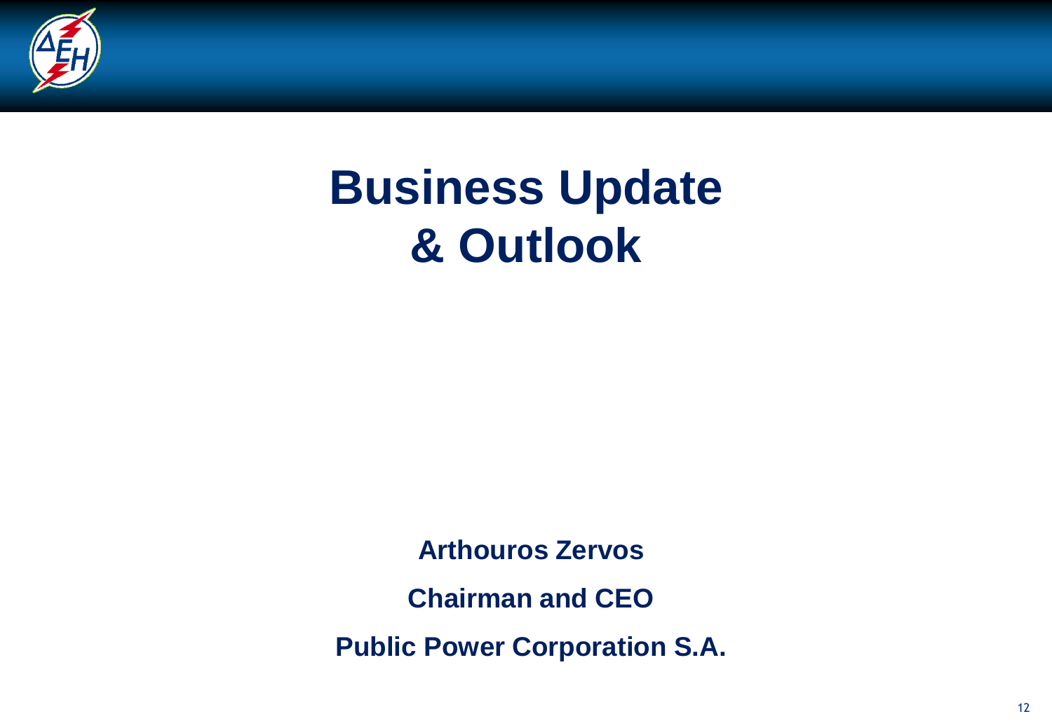# Business Update & Outlook

**Arthouros Zervos**

**Chairman and CEO**

**Public Power Corporation S.A.**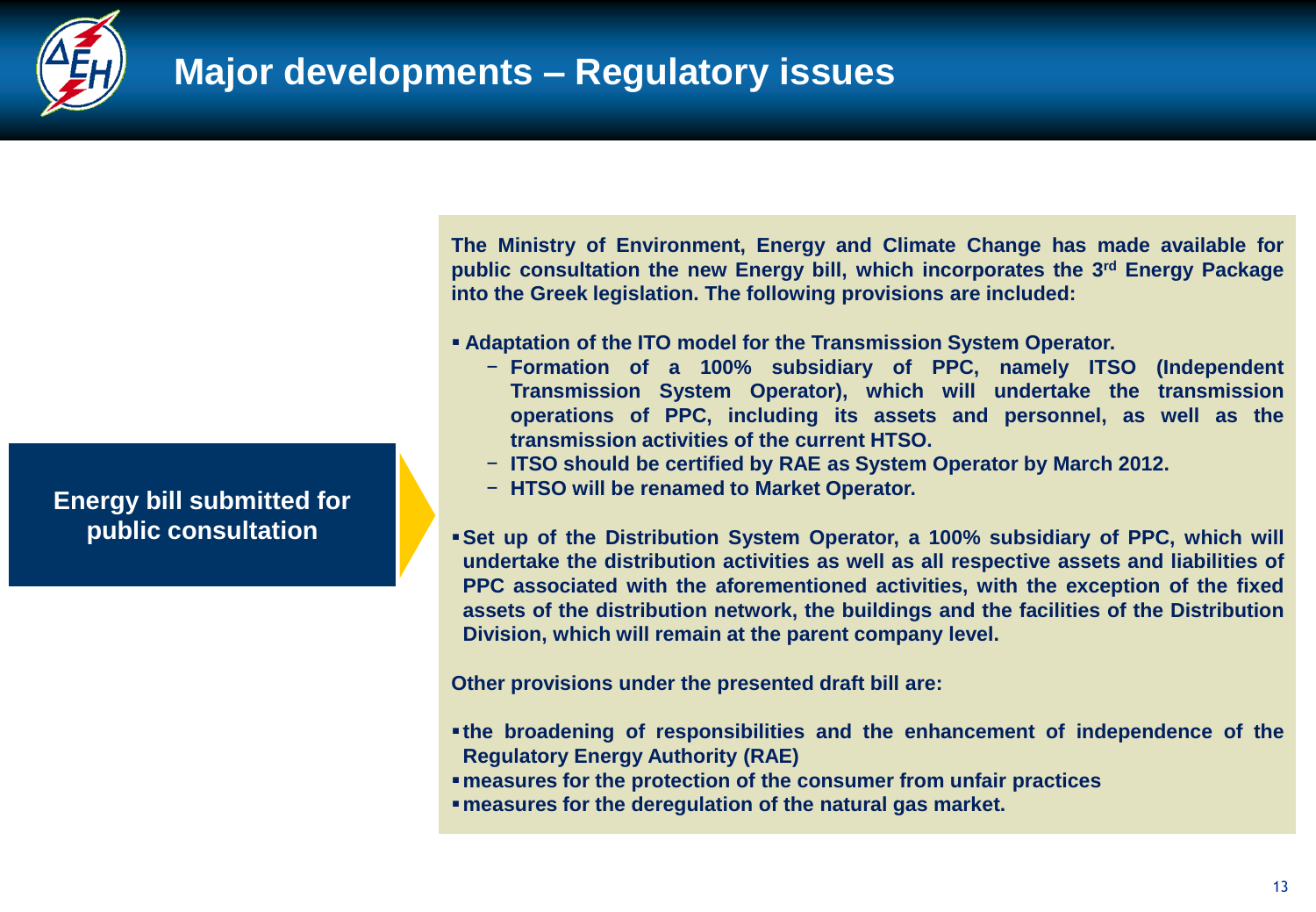# Major developments – Regulatory issues

**Energy bill submitted for public consultation**

**The Ministry of Environment, Energy and Climate Change has made available for public consultation the new Energy bill, which incorporates the 3rd Energy Package into the Greek legislation. The following provisions are included:**

- **Adaptation of the ITO model for the Transmission System Operator.**
  - **Formation of a 100% subsidiary of PPC, namely ITSO (Independent Transmission System Operator), which will undertake the transmission operations of PPC, including its assets and personnel, as well as the transmission activities of the current HTSO.**
  - **ITSO should be certified by RAE as System Operator by March 2012.**
  - **HTSO will be renamed to Market Operator.**
- **Set up of the Distribution System Operator, a 100% subsidiary of PPC, which will undertake the distribution activities as well as all respective assets and liabilities of PPC associated with the aforementioned activities, with the exception of the fixed assets of the distribution network, the buildings and the facilities of the Distribution Division, which will remain at the parent company level.**

**Other provisions under the presented draft bill are:**

- **the broadening of responsibilities and the enhancement of independence of the Regulatory Energy Authority (RAE)**
- **measures for the protection of the consumer from unfair practices**
- **measures for the deregulation of the natural gas market.**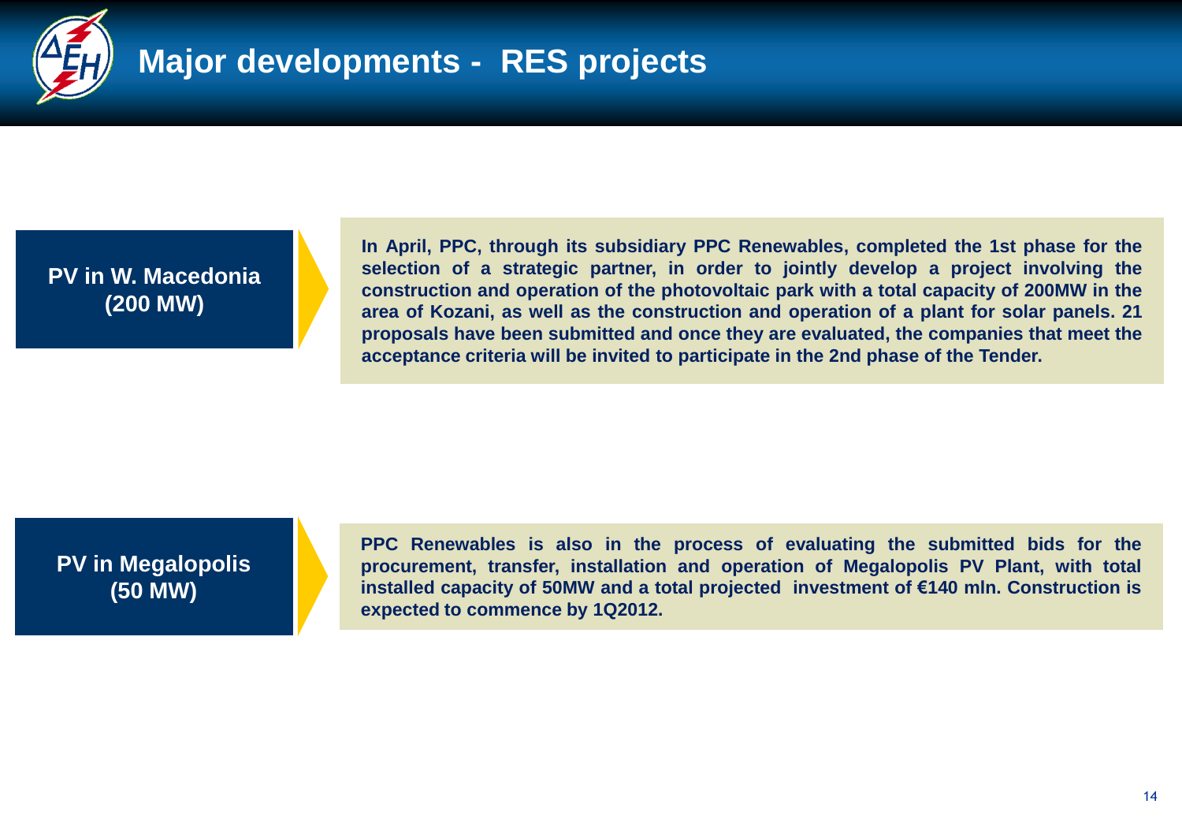# Major developments - RES projects

**PV in W. Macedonia (200 MW)**

**In April, PPC, through its subsidiary PPC Renewables, completed the 1st phase for the selection of a strategic partner, in order to jointly develop a project involving the construction and operation of the photovoltaic park with a total capacity of 200MW in the area of Kozani, as well as the construction and operation of a plant for solar panels. 21 proposals have been submitted and once they are evaluated, the companies that meet the acceptance criteria will be invited to participate in the 2nd phase of the Tender.**

**PV in Megalopolis (50 MW)**

**PPC Renewables is also in the process of evaluating the submitted bids for the procurement, transfer, installation and operation of Megalopolis PV Plant, with total installed capacity of 50MW and a total projected investment of €140 mln. Construction is expected to commence by 1Q2012.**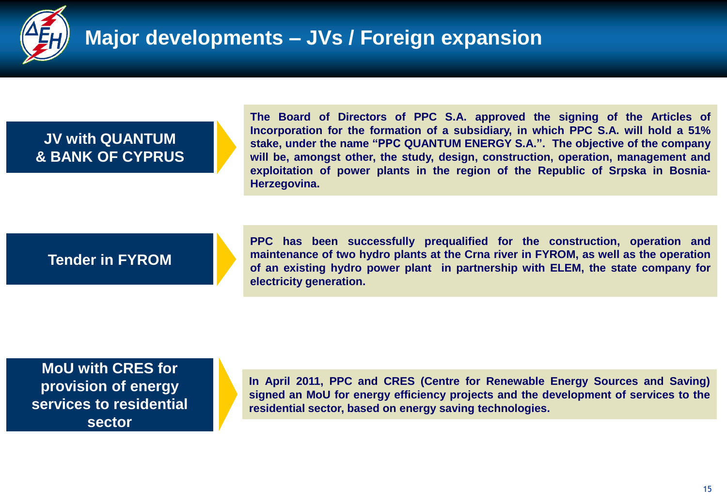# Major developments – JVs / Foreign expansion

## JV with QUANTUM & BANK OF CYPRUS

**The Board of Directors of PPC S.A. approved the signing of the Articles of Incorporation for the formation of a subsidiary, in which PPC S.A. will hold a 51% stake, under the name "PPC QUANTUM ENERGY S.A.". The objective of the company will be, amongst other, the study, design, construction, operation, management and exploitation of power plants in the region of the Republic of Srpska in Bosnia-Herzegovina.**

## Tender in FYROM

**PPC has been successfully prequalified for the construction, operation and maintenance of two hydro plants at the Crna river in FYROM, as well as the operation of an existing hydro power plant in partnership with ELEM, the state company for electricity generation.**

## MoU with CRES for provision of energy services to residential sector

**In April 2011, PPC and CRES (Centre for Renewable Energy Sources and Saving) signed an MoU for energy efficiency projects and the development of services to the residential sector, based on energy saving technologies.**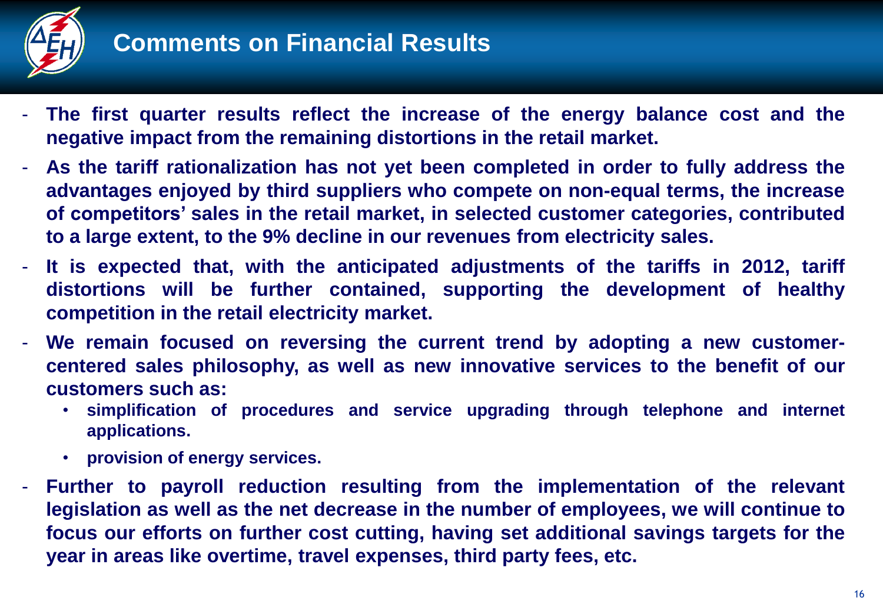# Comments on Financial Results

- **The first quarter results reflect the increase of the energy balance cost and the negative impact from the remaining distortions in the retail market.**
- **As the tariff rationalization has not yet been completed in order to fully address the advantages enjoyed by third suppliers who compete on non-equal terms, the increase of competitors' sales in the retail market, in selected customer categories, contributed to a large extent, to the 9% decline in our revenues from electricity sales.**
- **It is expected that, with the anticipated adjustments of the tariffs in 2012, tariff distortions will be further contained, supporting the development of healthy competition in the retail electricity market.**
- **We remain focused on reversing the current trend by adopting a new customer-centered sales philosophy, as well as new innovative services to the benefit of our customers such as:**
  - **simplification of procedures and service upgrading through telephone and internet applications.**
  - **provision of energy services.**
- **Further to payroll reduction resulting from the implementation of the relevant legislation as well as the net decrease in the number of employees, we will continue to focus our efforts on further cost cutting, having set additional savings targets for the year in areas like overtime, travel expenses, third party fees, etc.**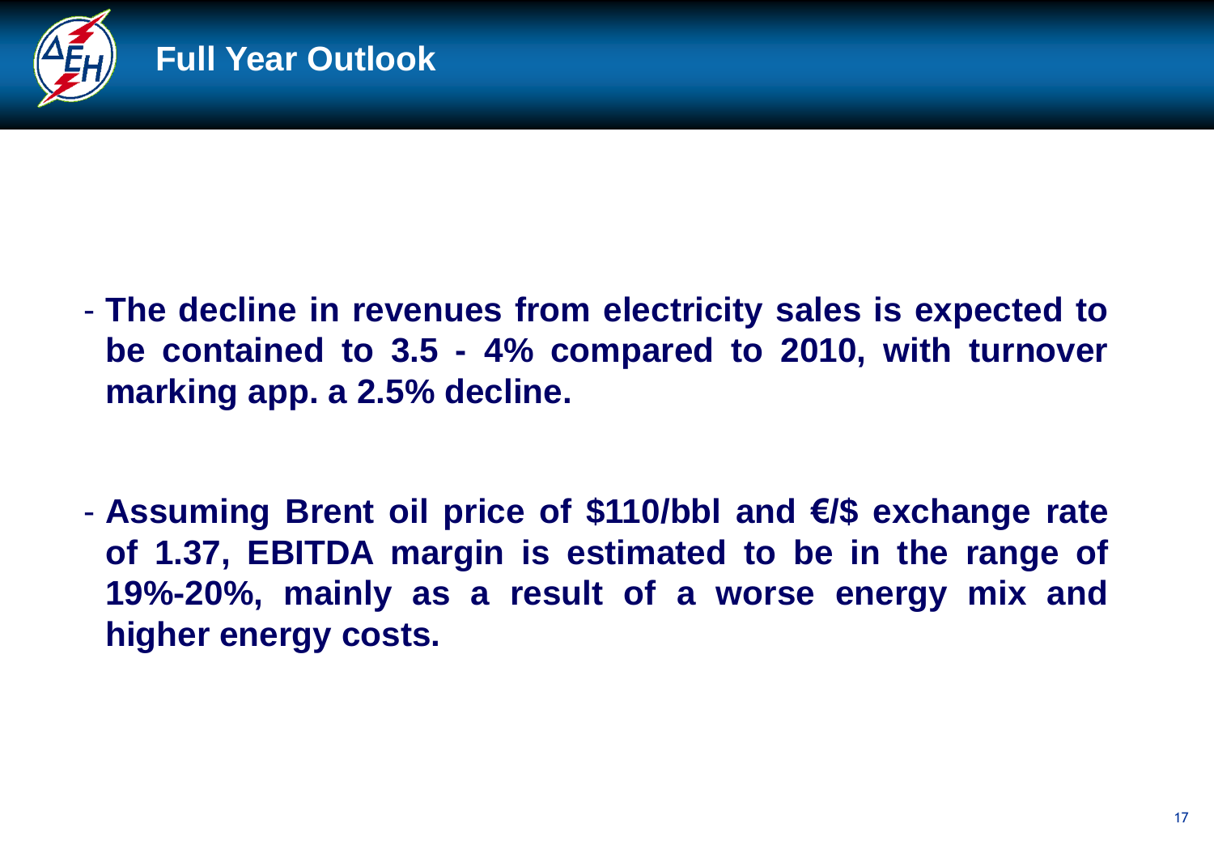# Full Year Outlook

- **The decline in revenues from electricity sales is expected to be contained to 3.5 - 4% compared to 2010, with turnover marking app. a 2.5% decline.**

- **Assuming Brent oil price of $110/bbl and €/$ exchange rate of 1.37, EBITDA margin is estimated to be in the range of 19%-20%, mainly as a result of a worse energy mix and higher energy costs.**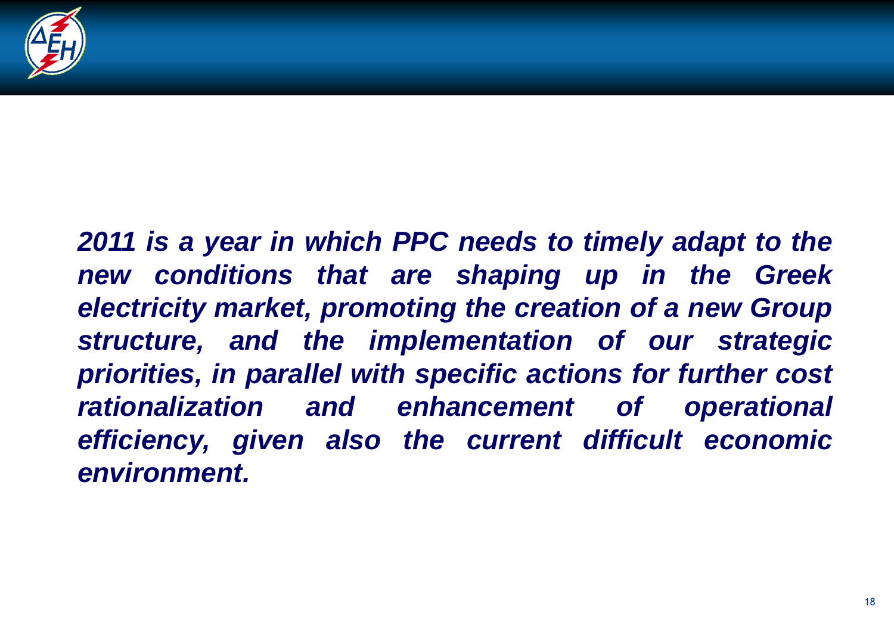***2011 is a year in which PPC needs to timely adapt to the new conditions that are shaping up in the Greek electricity market, promoting the creation of a new Group structure, and the implementation of our strategic priorities, in parallel with specific actions for further cost rationalization and enhancement of operational efficiency, given also the current difficult economic environment.***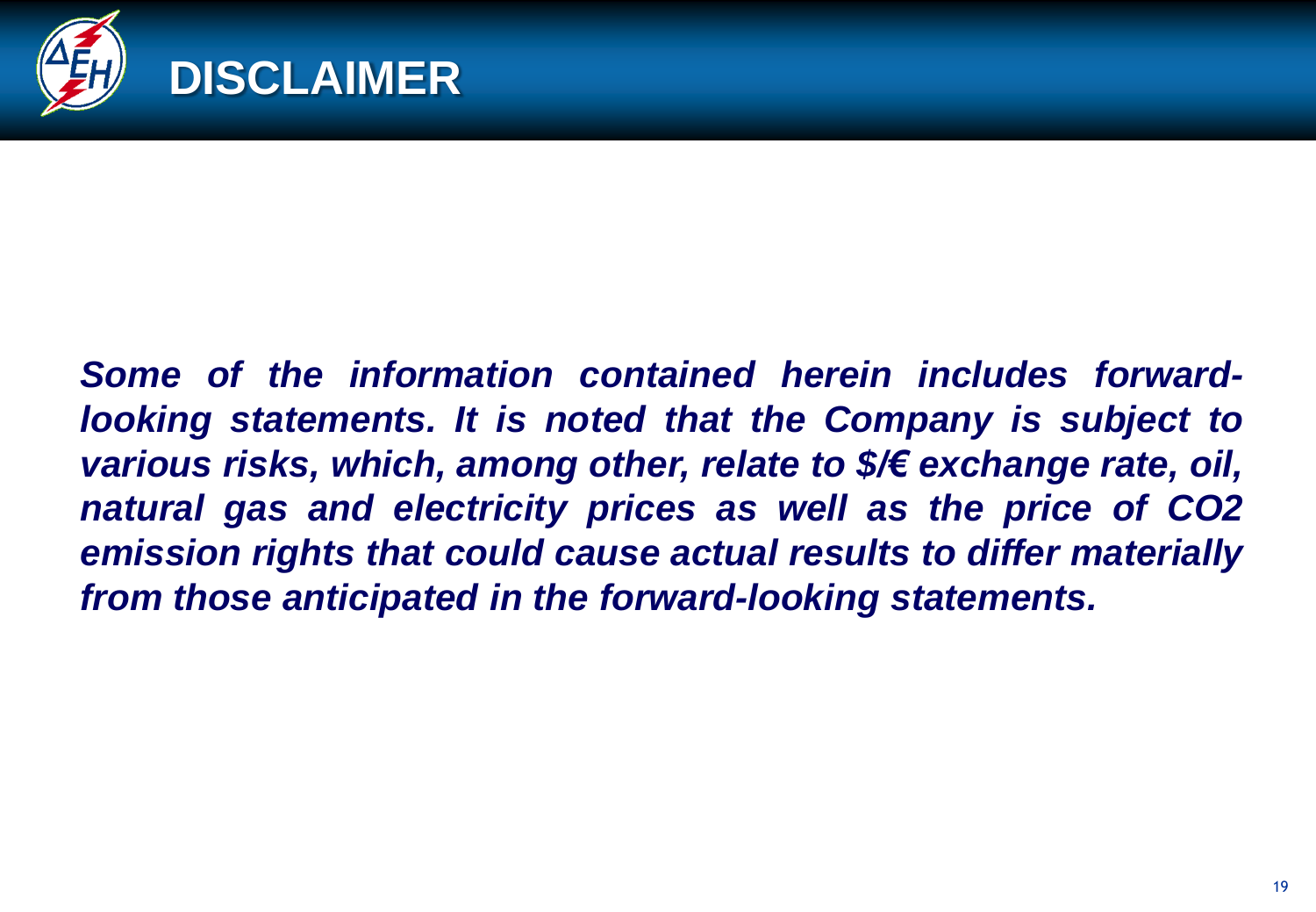# DISCLAIMER

***Some of the information contained herein includes forward-looking statements. It is noted that the Company is subject to various risks, which, among other, relate to $/€ exchange rate, oil, natural gas and electricity prices as well as the price of CO2 emission rights that could cause actual results to differ materially from those anticipated in the forward-looking statements.***